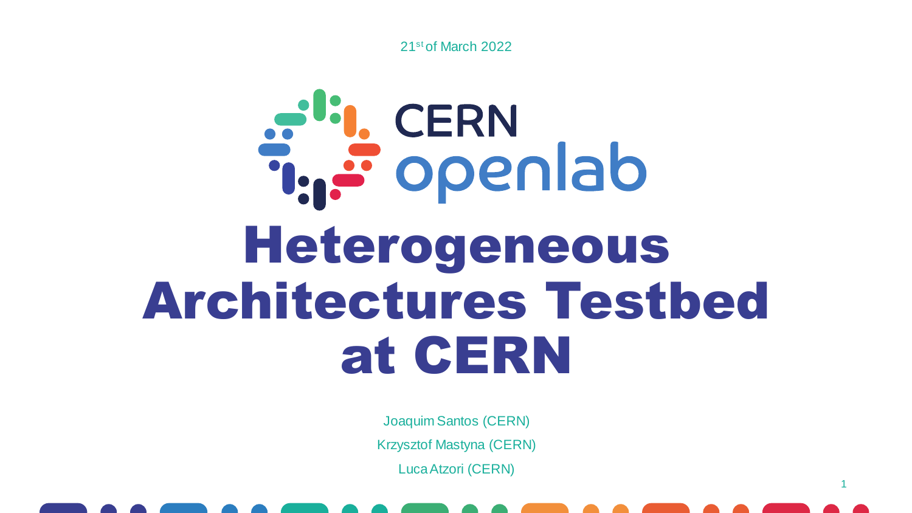21st of March 2022

CERN openlab

# Heterogeneous Architectures Testbed at CERN

Joaquim Santos (CERN)

Krzysztof Mastyna (CERN)

Luca Atzori (CERN)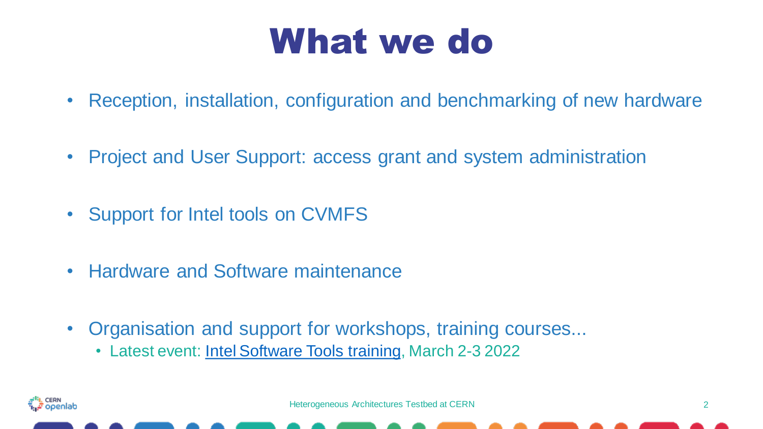# What we do

- Reception, installation, configuration and benchmarking of new hardware
- Project and User Support: access grant and system administration
- Support for Intel tools on CVMFS
- Hardware and Software maintenance
- Organisation and support for workshops, training courses...
  - Latest event: Intel Software Tools training, March 2-3 2022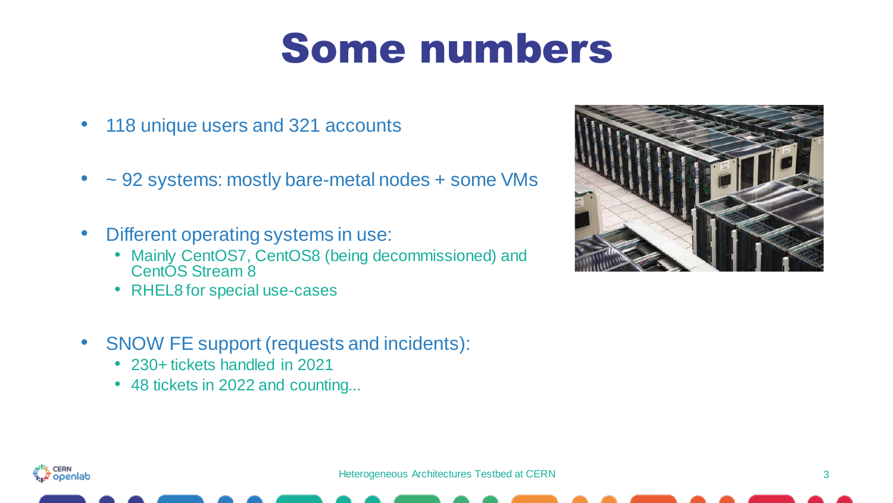# Some numbers

- 118 unique users and 321 accounts
- ~ 92 systems: mostly bare-metal nodes + some VMs
- Different operating systems in use:
  - Mainly CentOS7, CentOS8 (being decommissioned) and CentOS Stream 8
  - RHEL8 for special use-cases
- SNOW FE support (requests and incidents):
  - 230+ tickets handled in 2021
  - 48 tickets in 2022 and counting...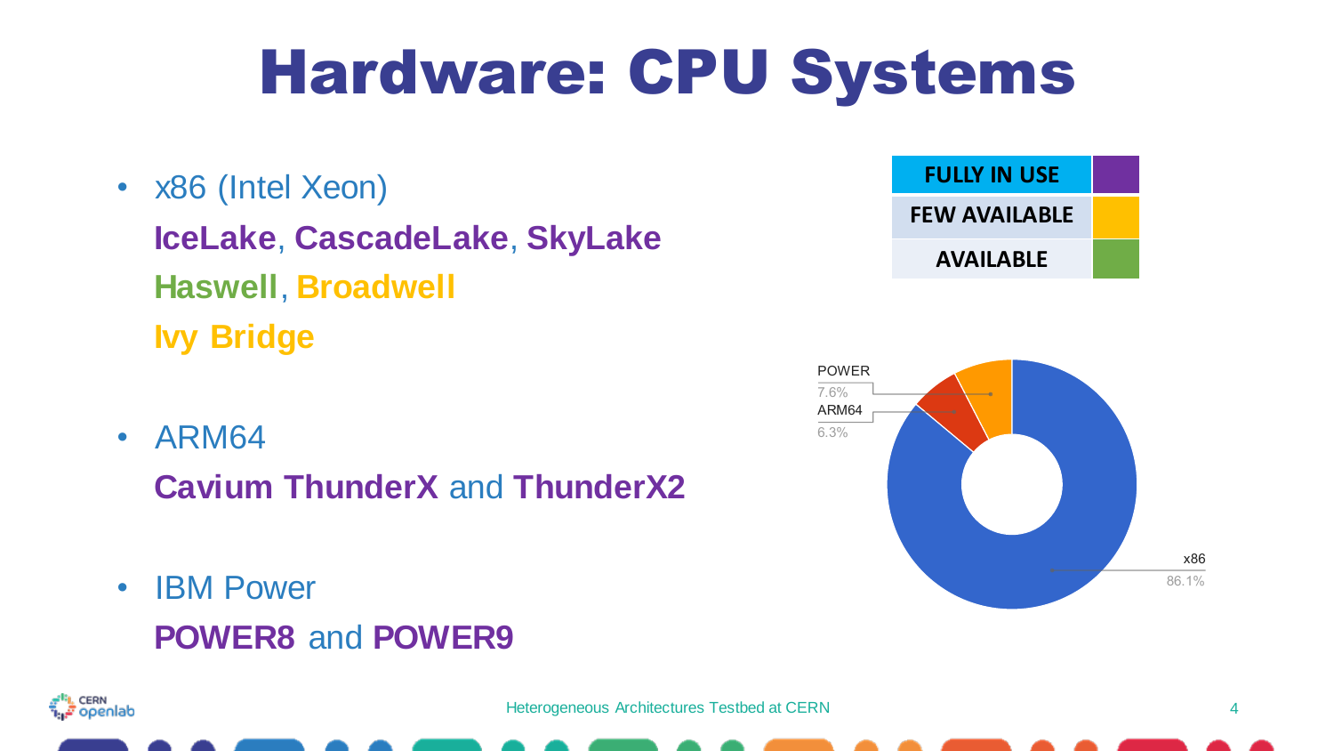# Hardware: CPU Systems

- x86 (Intel Xeon)
  **IceLake**, **CascadeLake**, **SkyLake**
  **Haswell**, **Broadwell**
  **Ivy Bridge**

- ARM64
  **Cavium ThunderX** and **ThunderX2**

- IBM Power
  **POWER8** and **POWER9**

| FULLY IN USE | Purple |
|---|---|
| FEW AVAILABLE | Yellow |
| AVAILABLE | Green |

POWER 7.6%
ARM64 6.3%
x86 86.1%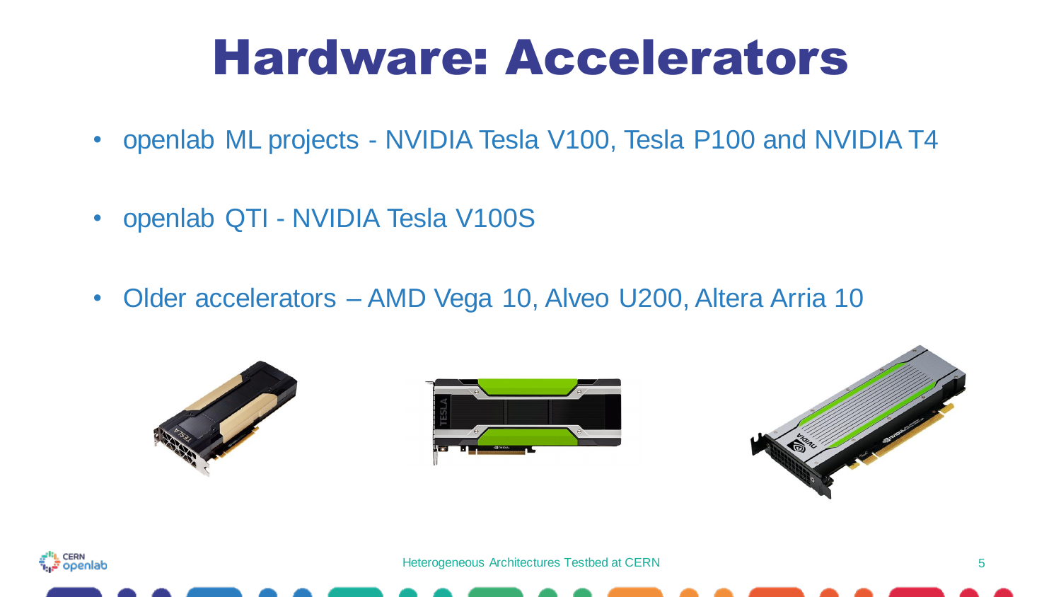# Hardware: Accelerators

- openlab ML projects - NVIDIA Tesla V100, Tesla P100 and NVIDIA T4
- openlab QTI - NVIDIA Tesla V100S
- Older accelerators – AMD Vega 10, Alveo U200, Altera Arria 10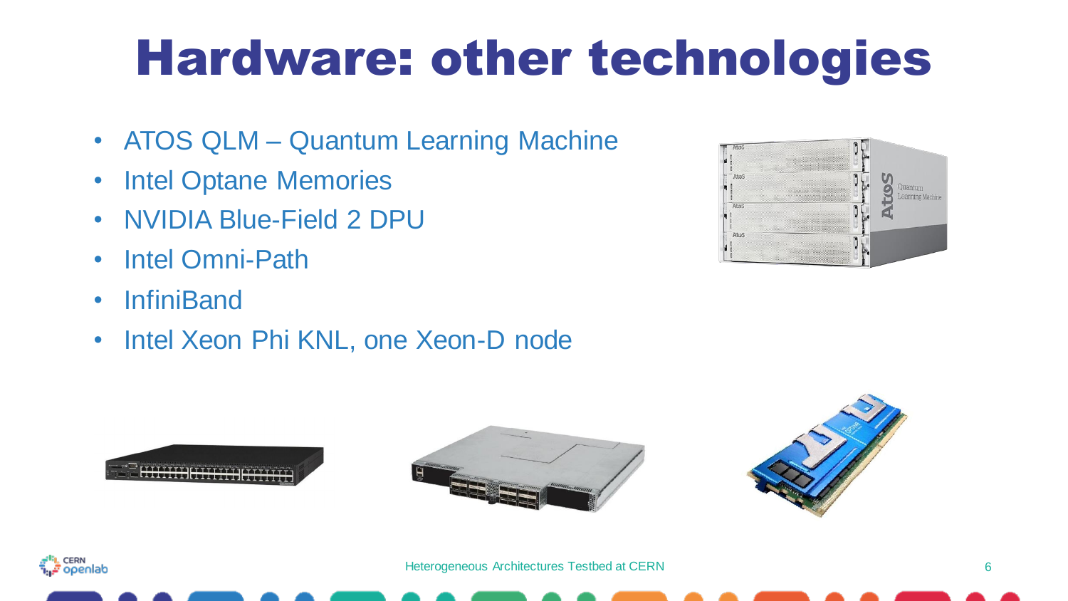# Hardware: other technologies

- ATOS QLM – Quantum Learning Machine
- Intel Optane Memories
- NVIDIA Blue-Field 2 DPU
- Intel Omni-Path
- InfiniBand
- Intel Xeon Phi KNL, one Xeon-D node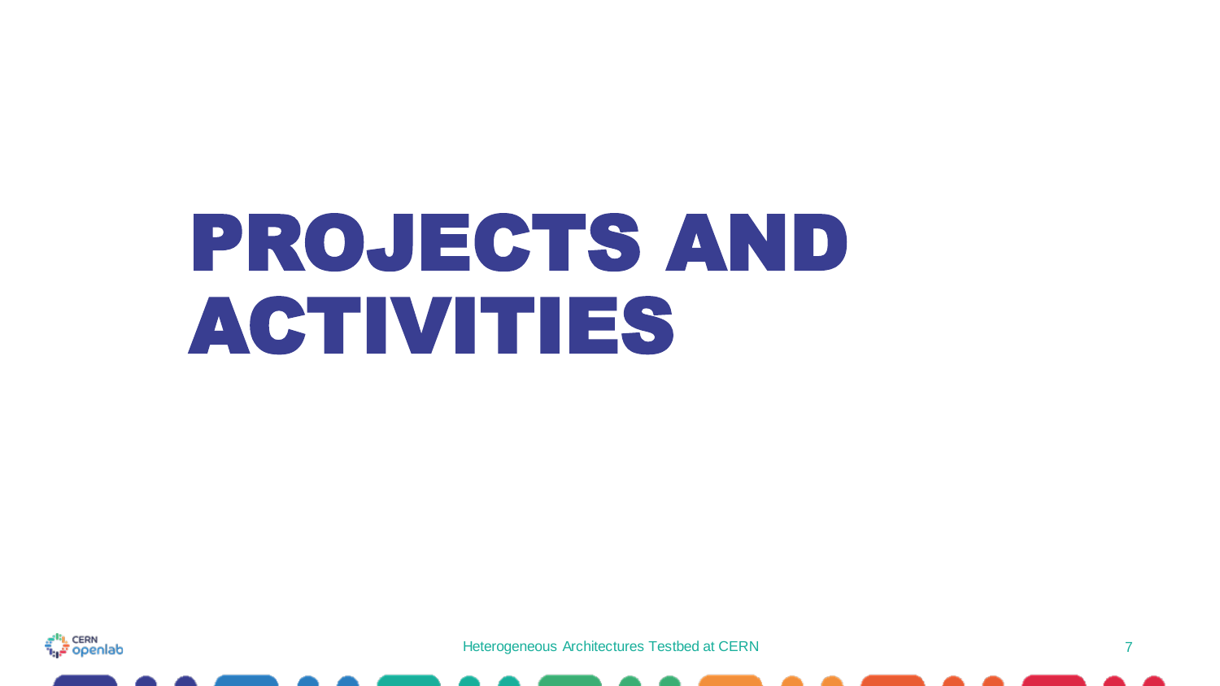# PROJECTS AND ACTIVITIES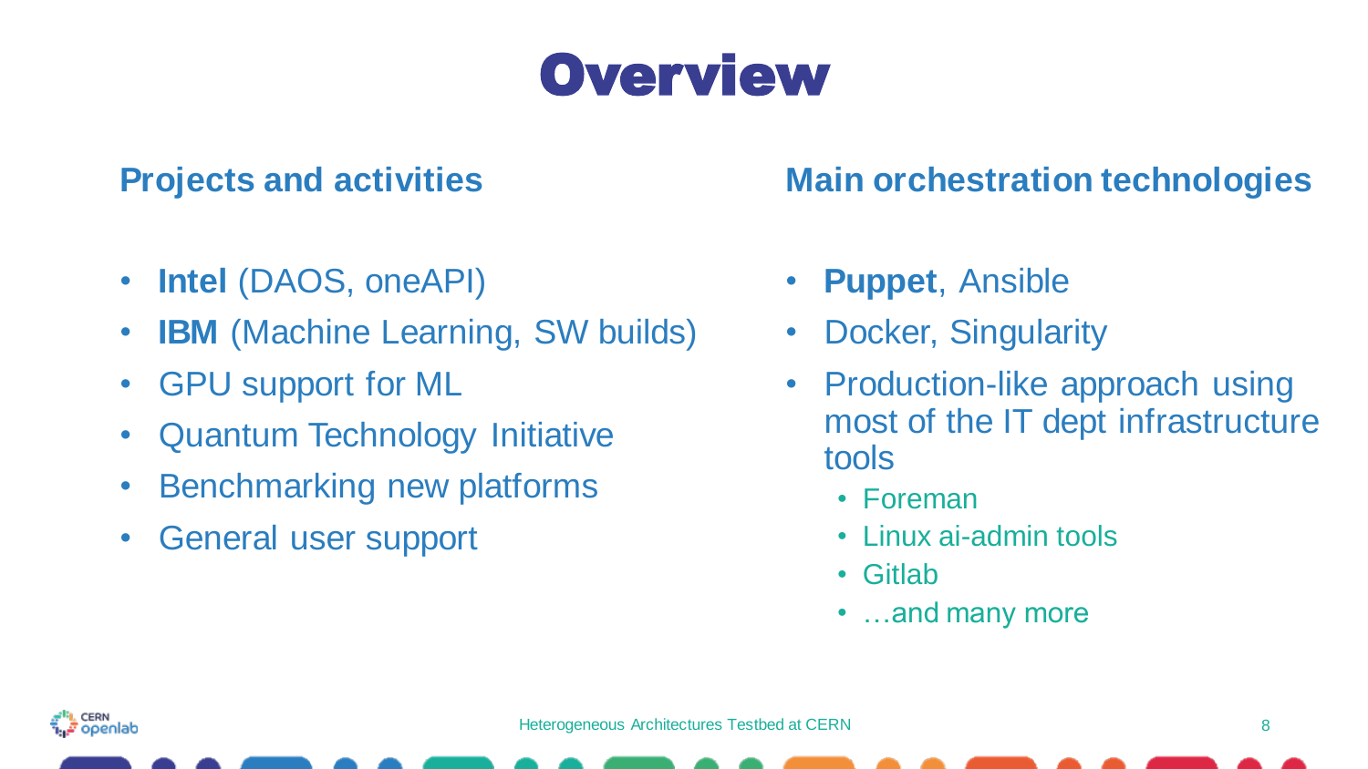# Overview

## Projects and activities

- **Intel** (DAOS, oneAPI)
- **IBM** (Machine Learning, SW builds)
- GPU support for ML
- Quantum Technology Initiative
- Benchmarking new platforms
- General user support

## Main orchestration technologies

- **Puppet**, Ansible
- Docker, Singularity
- Production-like approach using most of the IT dept infrastructure tools
  - Foreman
  - Linux ai-admin tools
  - Gitlab
  - …and many more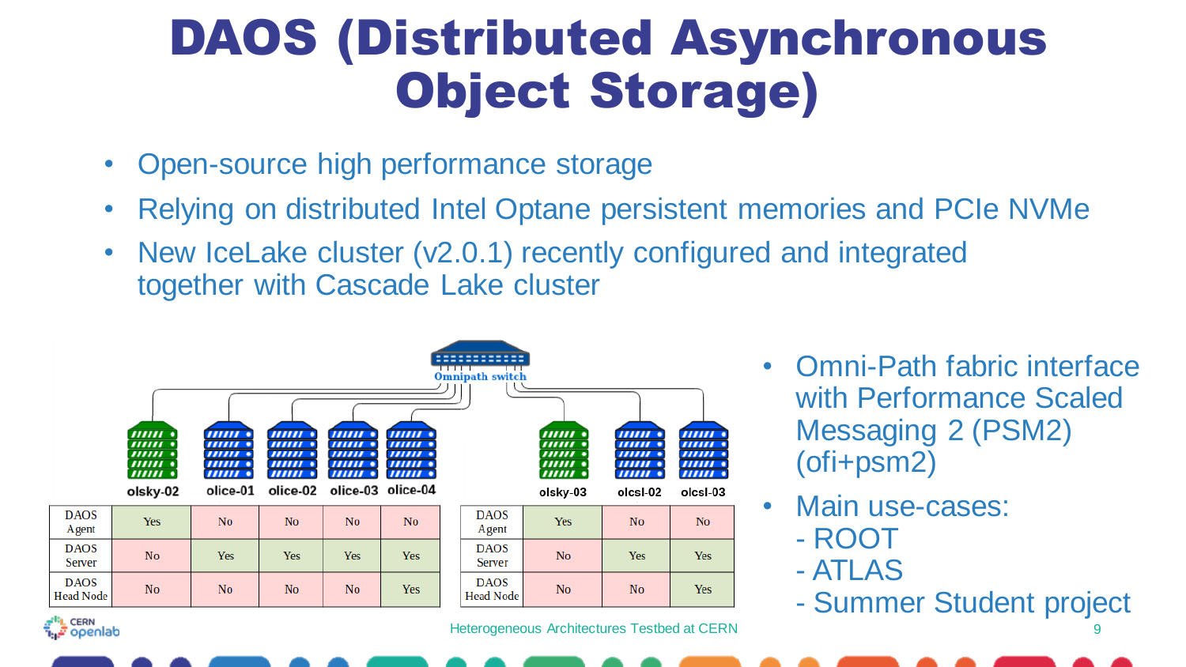# DAOS (Distributed Asynchronous Object Storage)

- Open-source high performance storage
- Relying on distributed Intel Optane persistent memories and PCIe NVMe
- New IceLake cluster (v2.0.1) recently configured and integrated together with Cascade Lake cluster

Omnipath switch

| | olsky-02 | olice-01 | olice-02 | olice-03 | olice-04 |
|---|---|---|---|---|---|
| DAOS Agent | Yes | No | No | No | No |
| DAOS Server | No | Yes | Yes | Yes | Yes |
| DAOS Head Node | No | No | No | No | Yes |

| | olsky-03 | olcsl-02 | olcsl-03 |
|---|---|---|---|
| DAOS Agent | Yes | No | No |
| DAOS Server | No | Yes | Yes |
| DAOS Head Node | No | No | Yes |

- Omni-Path fabric interface with Performance Scaled Messaging 2 (PSM2) (ofi+psm2)
- Main use-cases:
  - ROOT
  - ATLAS
  - Summer Student project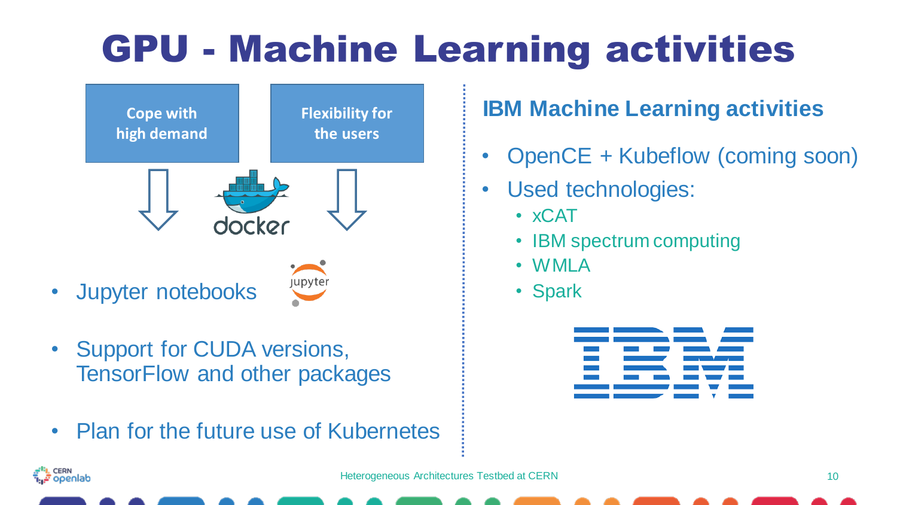# GPU - Machine Learning activities

**Cope with high demand**

**Flexibility for the users**

docker

- Jupyter notebooks
- Support for CUDA versions, TensorFlow and other packages
- Plan for the future use of Kubernetes

## IBM Machine Learning activities

- OpenCE + Kubeflow (coming soon)
- Used technologies:
  - xCAT
  - IBM spectrum computing
  - WMLA
  - Spark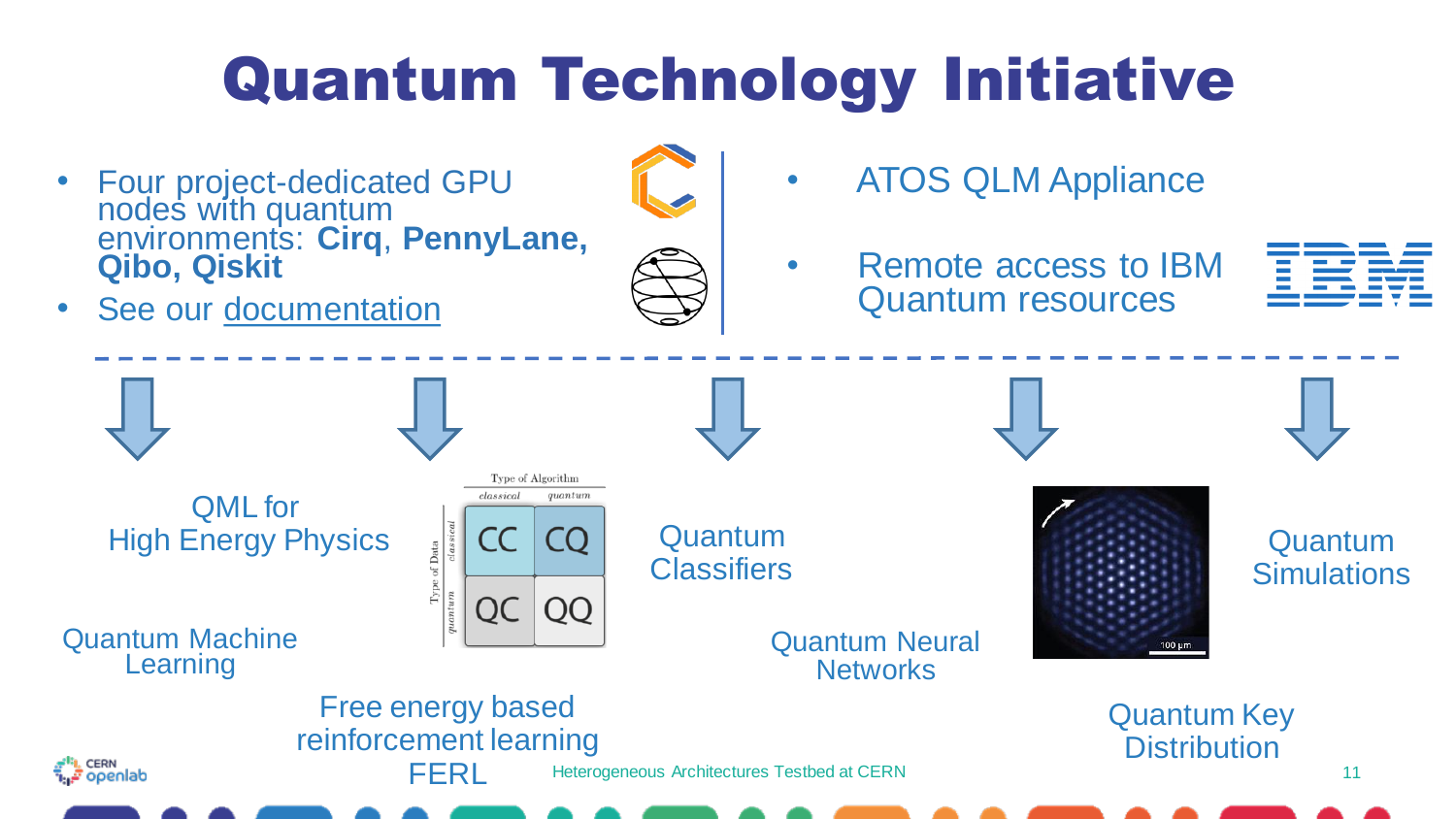# Quantum Technology Initiative

- Four project-dedicated GPU nodes with quantum environments: **Cirq**, **PennyLane, Qibo, Qiskit**
- See our documentation

- ATOS QLM Appliance
- Remote access to IBM Quantum resources

QML for High Energy Physics

Quantum Machine Learning

| | | Type of Algorithm | |
|---|---|---|---|
| | | classical | quantum |
| Type of Data | classical | CC | CQ |
| | quantum | QC | QQ |

Free energy based reinforcement learning FERL

Quantum Classifiers

Quantum Neural Networks

Quantum Simulations

Quantum Key Distribution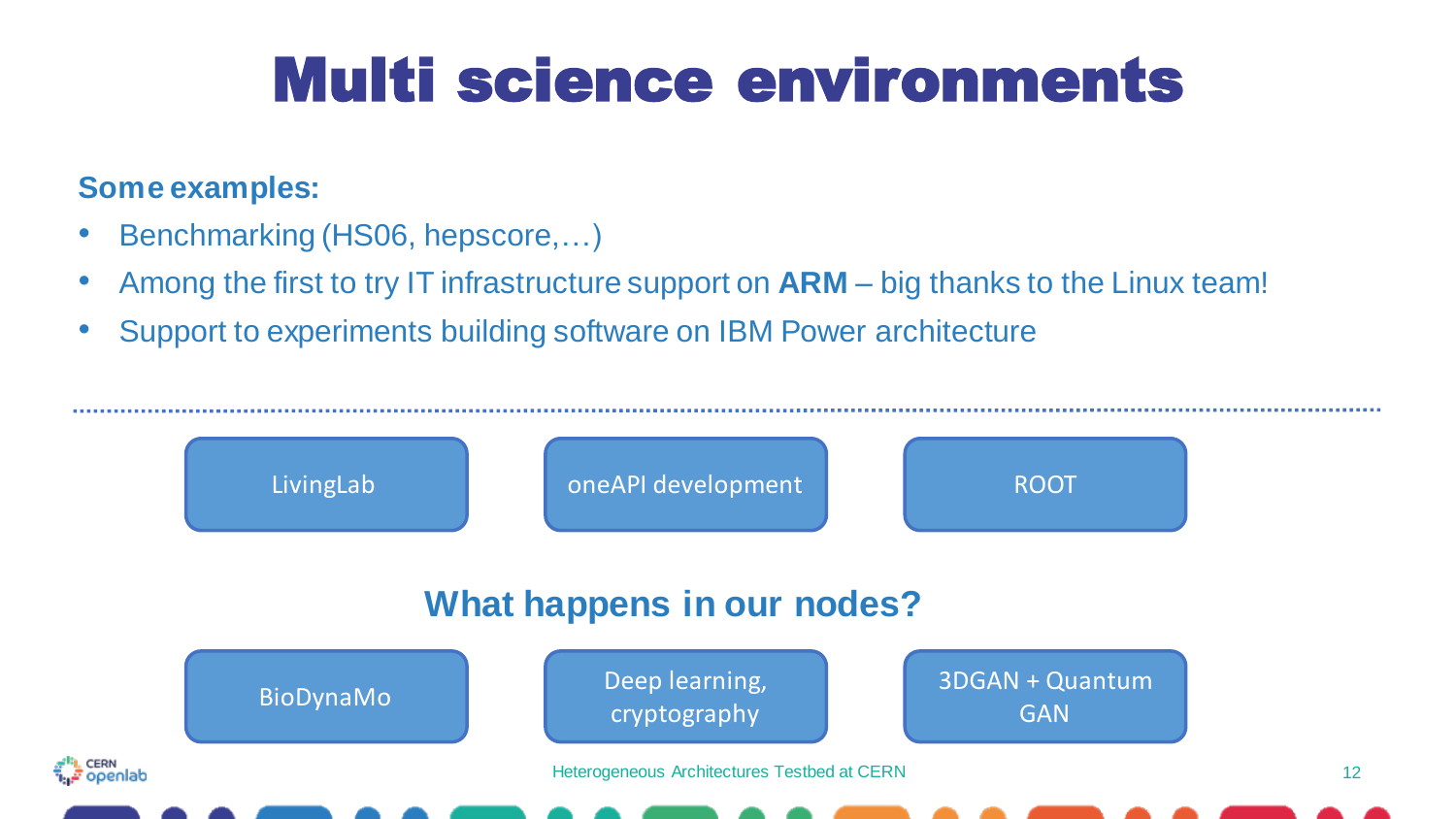# Multi science environments

**Some examples:**

- Benchmarking (HS06, hepscore,…)
- Among the first to try IT infrastructure support on **ARM** – big thanks to the Linux team!
- Support to experiments building software on IBM Power architecture

---

LivingLab

oneAPI development

ROOT

## What happens in our nodes?

BioDynaMo

Deep learning, cryptography

3DGAN + Quantum GAN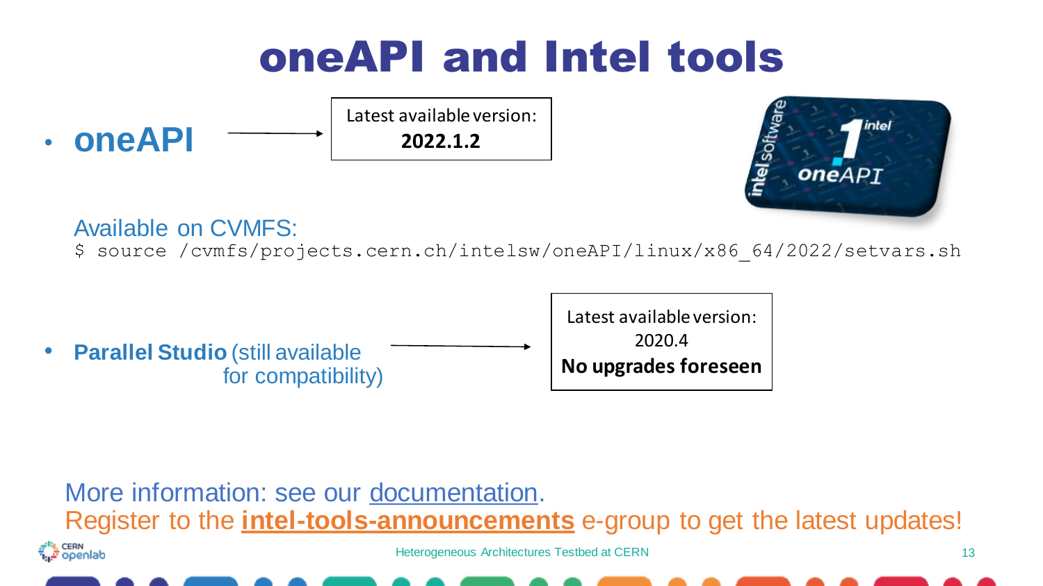# oneAPI and Intel tools

- **oneAPI** → Latest available version: **2022.1.2**

Available on CVMFS:

```
$ source /cvmfs/projects.cern.ch/intelsw/oneAPI/linux/x86_64/2022/setvars.sh
```

- **Parallel Studio** (still available for compatibility) → Latest available version: 2020.4 **No upgrades foreseen**

More information: see our documentation.

Register to the **intel-tools-announcements** e-group to get the latest updates!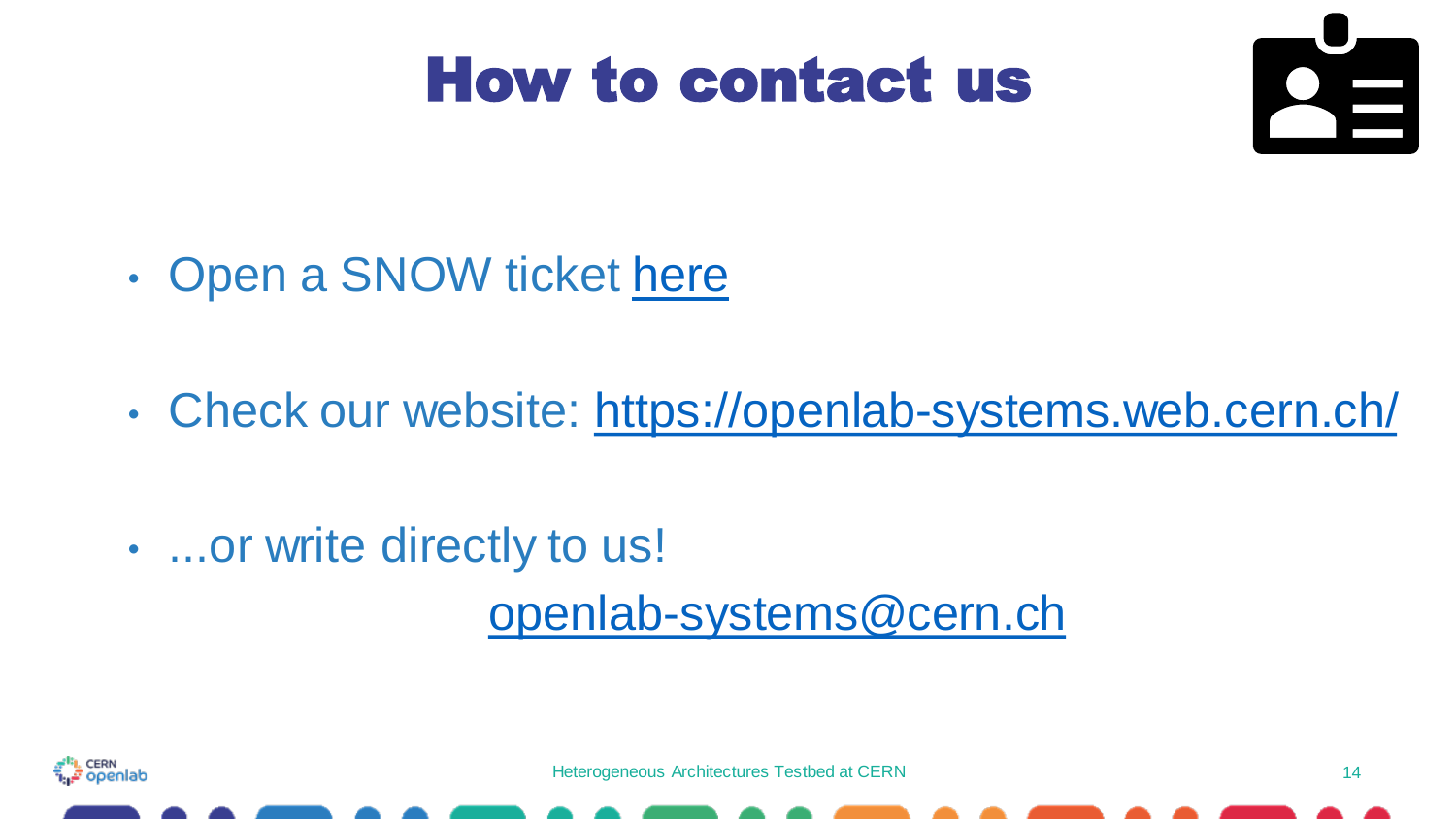# How to contact us

- Open a SNOW ticket here
- Check our website: https://openlab-systems.web.cern.ch/
- ...or write directly to us!

  openlab-systems@cern.ch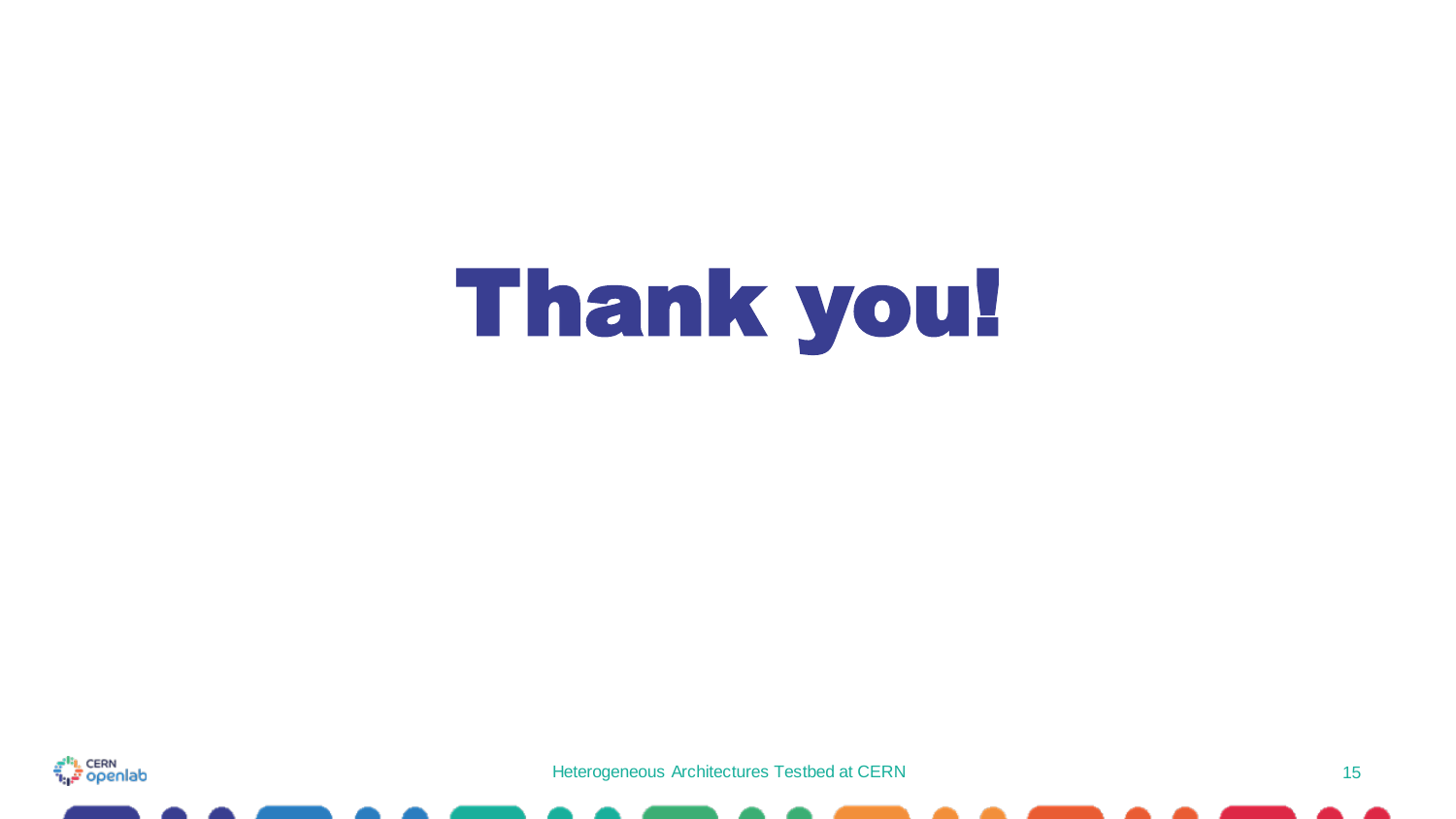# Thank you!